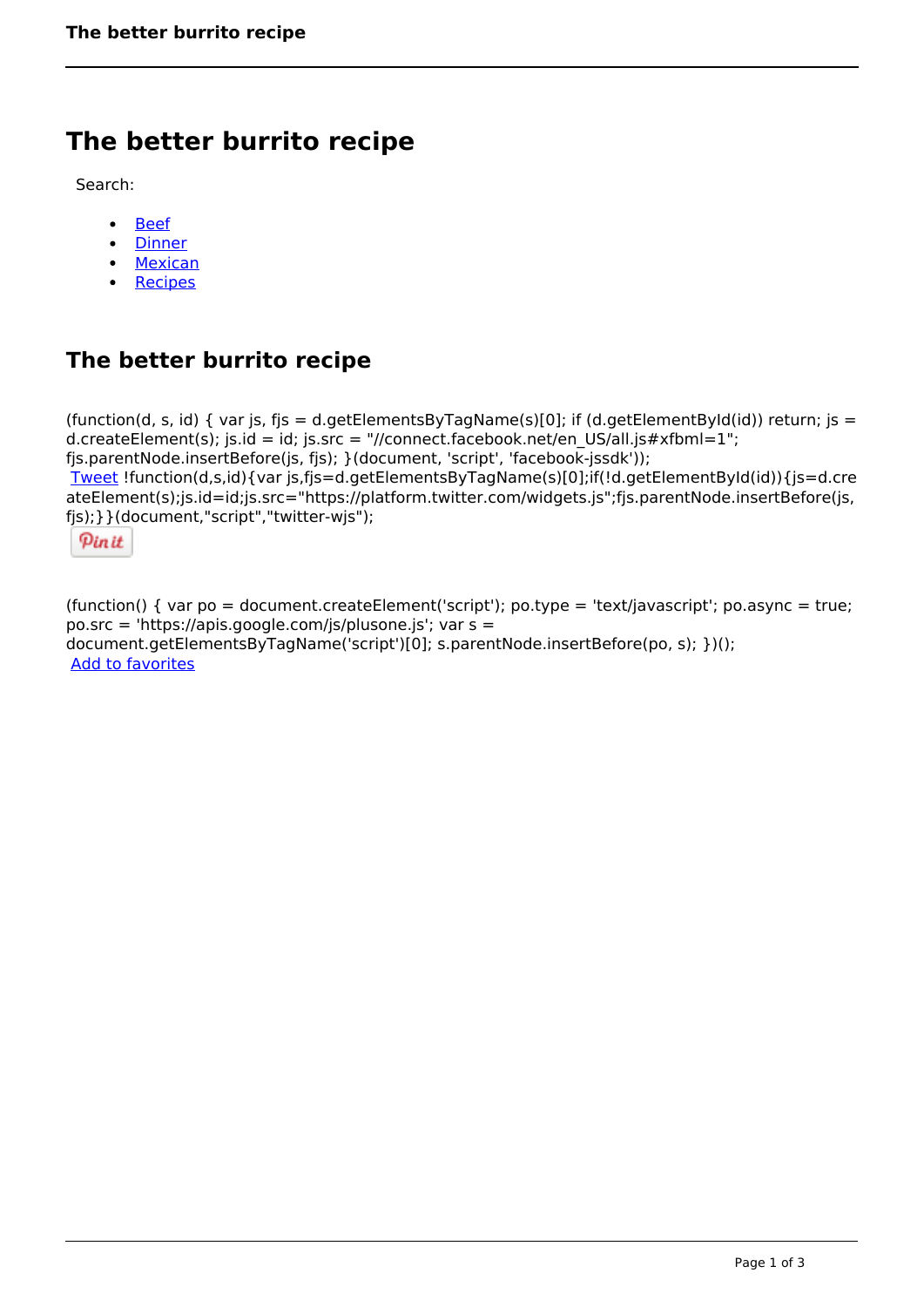# The better burrito recipe

Search:

- Beef
- Dinner
- Mexican
- Recipes

## The better burrito recipe

(function(d, s, id) { var js, fjs = d.getElementsByTagName(s)[0]; if (d.getElementById(id)) return; js = d.createElement(s); js.id = id; js.src = "//connect.facebook.net/en_US/all.js#xfbml=1"; fjs.parentNode.insertBefore(js, fjs); }(document, 'script', 'facebook-jssdk'));
Tweet !function(d,s,id){var js,fjs=d.getElementsByTagName(s)[0];if(!d.getElementById(id)){js=d.createElement(s);js.id=id;js.src="https://platform.twitter.com/widgets.js";fjs.parentNode.insertBefore(js,fjs);}}(document,"script","twitter-wjs");

Pin it

(function() { var po = document.createElement('script'); po.type = 'text/javascript'; po.async = true; po.src = 'https://apis.google.com/js/plusone.js'; var s = document.getElementsByTagName('script')[0]; s.parentNode.insertBefore(po, s); })();
Add to favorites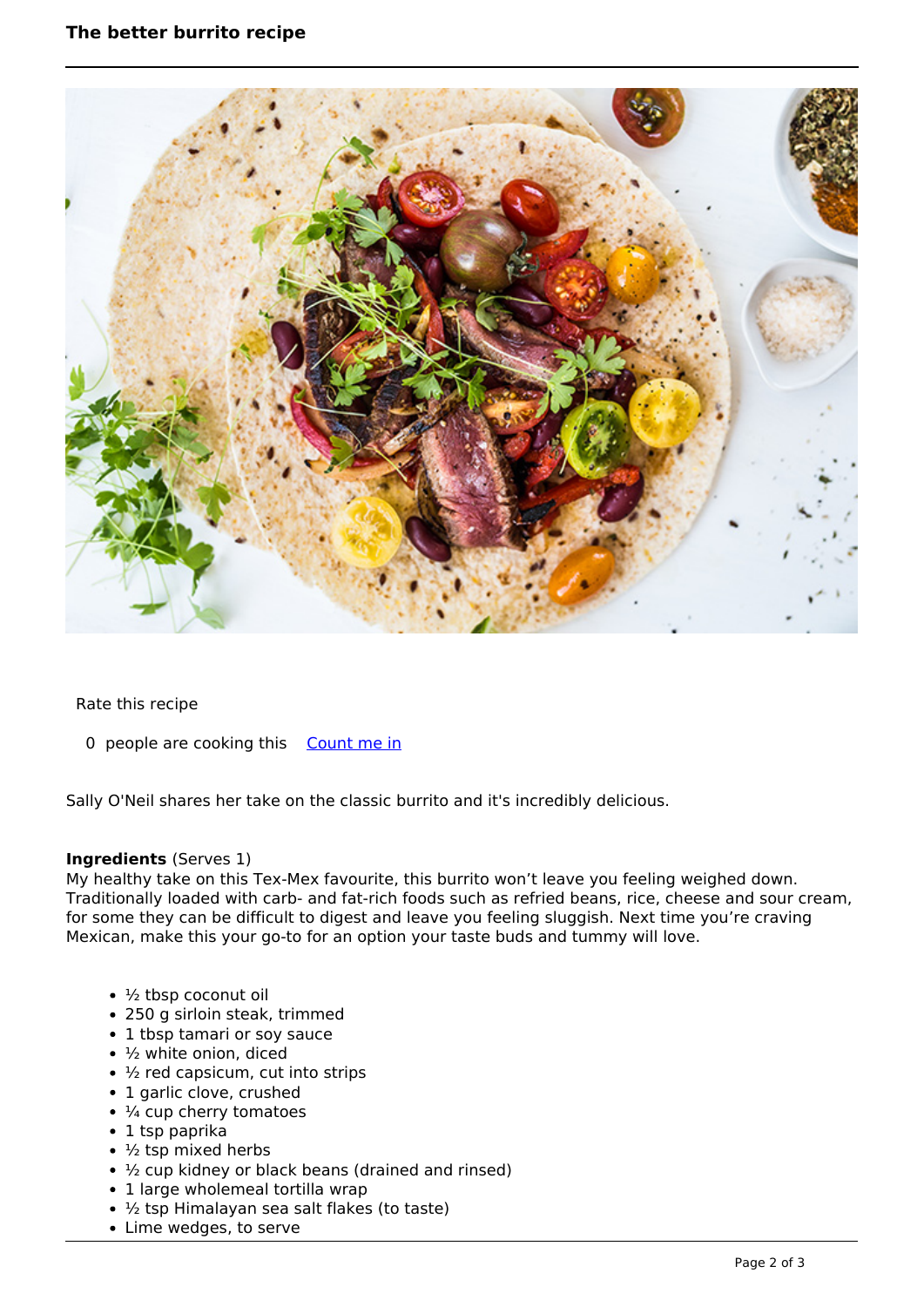Rate this recipe

0 people are cooking this [Count me in]

Sally O'Neil shares her take on the classic burrito and it's incredibly delicious.

**Ingredients** (Serves 1)

My healthy take on this Tex-Mex favourite, this burrito won't leave you feeling weighed down. Traditionally loaded with carb- and fat-rich foods such as refried beans, rice, cheese and sour cream, for some they can be difficult to digest and leave you feeling sluggish. Next time you're craving Mexican, make this your go-to for an option your taste buds and tummy will love.

- ½ tbsp coconut oil
- 250 g sirloin steak, trimmed
- 1 tbsp tamari or soy sauce
- ½ white onion, diced
- ½ red capsicum, cut into strips
- 1 garlic clove, crushed
- ¼ cup cherry tomatoes
- 1 tsp paprika
- ½ tsp mixed herbs
- ½ cup kidney or black beans (drained and rinsed)
- 1 large wholemeal tortilla wrap
- ½ tsp Himalayan sea salt flakes (to taste)
- Lime wedges, to serve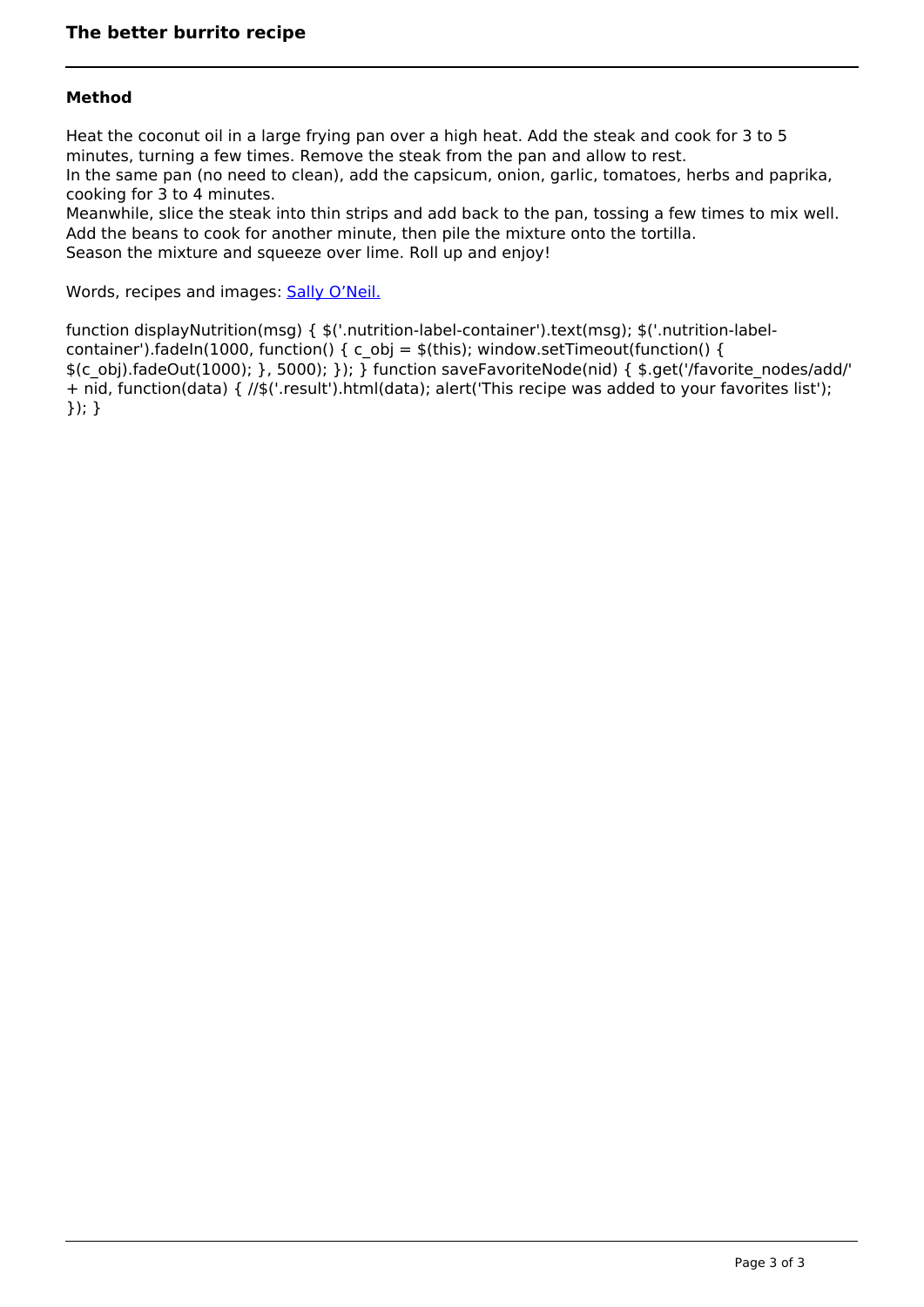### Method

Heat the coconut oil in a large frying pan over a high heat. Add the steak and cook for 3 to 5 minutes, turning a few times. Remove the steak from the pan and allow to rest.
In the same pan (no need to clean), add the capsicum, onion, garlic, tomatoes, herbs and paprika, cooking for 3 to 4 minutes.
Meanwhile, slice the steak into thin strips and add back to the pan, tossing a few times to mix well. Add the beans to cook for another minute, then pile the mixture onto the tortilla.
Season the mixture and squeeze over lime. Roll up and enjoy!

Words, recipes and images: Sally O'Neil.

```
function displayNutrition(msg) { $('.nutrition-label-container').text(msg); $('.nutrition-label-container').fadeIn(1000, function() { c_obj = $(this); window.setTimeout(function() { $(c_obj).fadeOut(1000); }, 5000); }); } function saveFavoriteNode(nid) { $.get('/favorite_nodes/add/' + nid, function(data) { //$('.result').html(data); alert('This recipe was added to your favorites list'); }); }
```